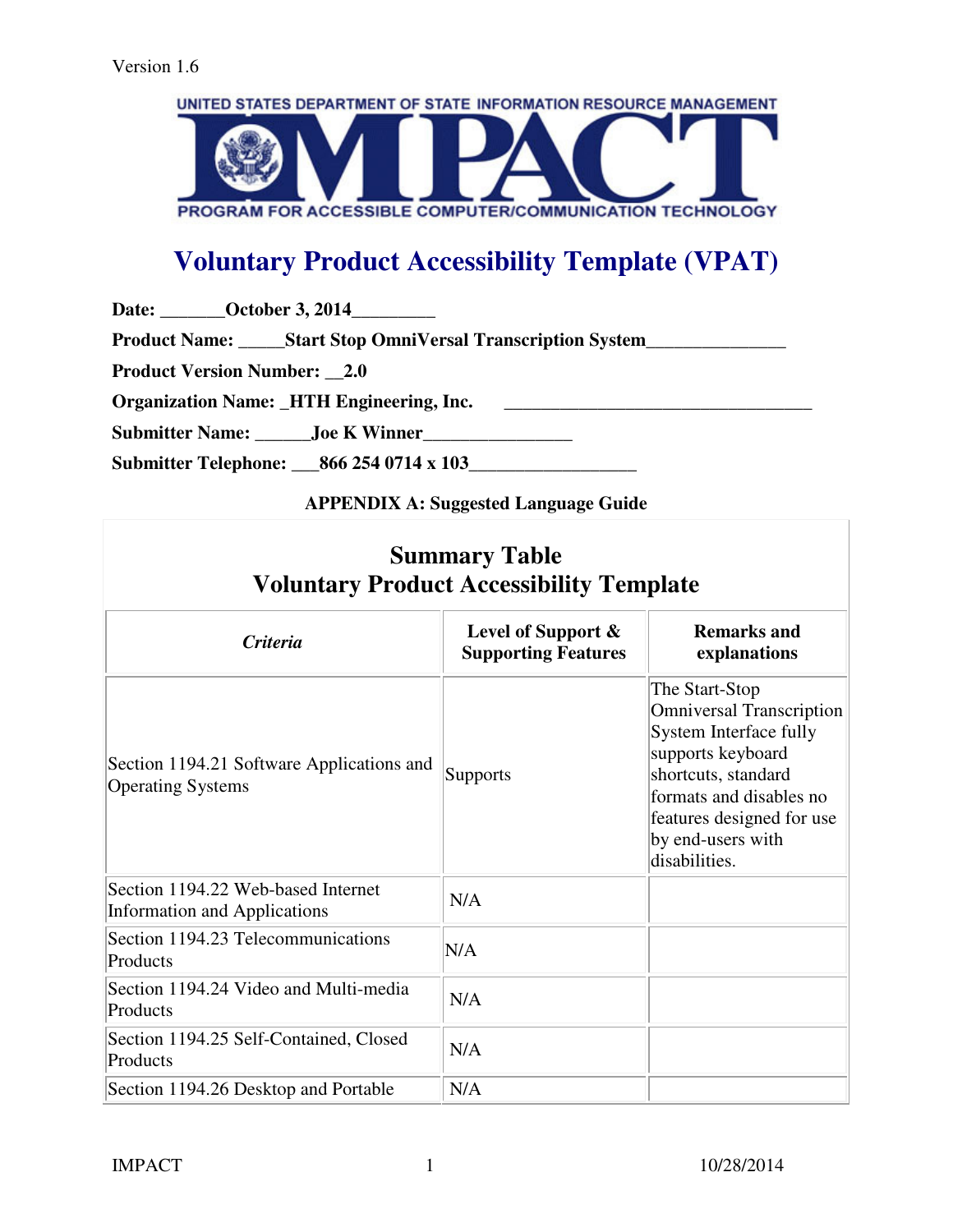Version 1.6

UNITED STATES DEPARTMENT OF STATE INFORMATION RESOURCE MANAGEMENT

IMPACT

PROGRAM FOR ACCESSIBLE COMPUTER/COMMUNICATION TECHNOLOGY

# Voluntary Product Accessibility Template (VPAT)

**Date: _______October 3, 2014_________**

**Product Name: _____Start Stop OmniVersal Transcription System_______________**

**Product Version Number: __2.0**

**Organization Name: _HTH Engineering, Inc. __________________________________**

**Submitter Name: ______Joe K Winner________________**

**Submitter Telephone: ___866 254 0714 x 103__________________**

**APPENDIX A: Suggested Language Guide**

## Summary Table
## Voluntary Product Accessibility Template

| *Criteria* | Level of Support & Supporting Features | Remarks and explanations |
|---|---|---|
| Section 1194.21 Software Applications and Operating Systems | Supports | The Start-Stop Omniversal Transcription System Interface fully supports keyboard shortcuts, standard formats and disables no features designed for use by end-users with disabilities. |
| Section 1194.22 Web-based Internet Information and Applications | N/A | |
| Section 1194.23 Telecommunications Products | N/A | |
| Section 1194.24 Video and Multi-media Products | N/A | |
| Section 1194.25 Self-Contained, Closed Products | N/A | |
| Section 1194.26 Desktop and Portable | N/A | |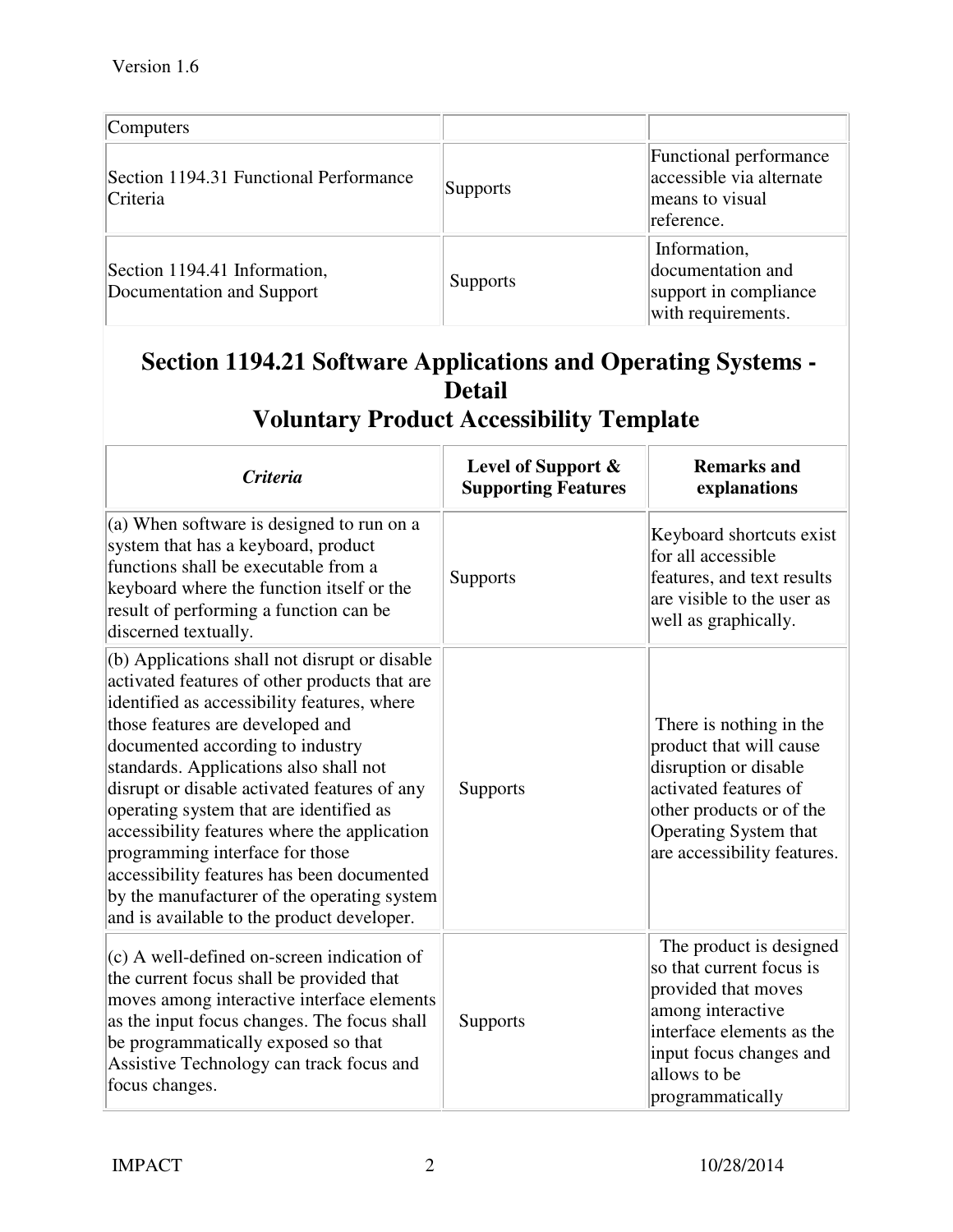| Computers | | |
|---|---|---|
| Section 1194.31 Functional Performance Criteria | Supports | Functional performance accessible via alternate means to visual reference. |
| Section 1194.41 Information, Documentation and Support | Supports | Information, documentation and support in compliance with requirements. |

## Section 1194.21 Software Applications and Operating Systems - Detail
## Voluntary Product Accessibility Template

| *Criteria* | Level of Support & Supporting Features | Remarks and explanations |
|---|---|---|
| (a) When software is designed to run on a system that has a keyboard, product functions shall be executable from a keyboard where the function itself or the result of performing a function can be discerned textually. | Supports | Keyboard shortcuts exist for all accessible features, and text results are visible to the user as well as graphically. |
| (b) Applications shall not disrupt or disable activated features of other products that are identified as accessibility features, where those features are developed and documented according to industry standards. Applications also shall not disrupt or disable activated features of any operating system that are identified as accessibility features where the application programming interface for those accessibility features has been documented by the manufacturer of the operating system and is available to the product developer. | Supports | There is nothing in the product that will cause disruption or disable activated features of other products or of the Operating System that are accessibility features. |
| (c) A well-defined on-screen indication of the current focus shall be provided that moves among interactive interface elements as the input focus changes. The focus shall be programmatically exposed so that Assistive Technology can track focus and focus changes. | Supports | The product is designed so that current focus is provided that moves among interactive interface elements as the input focus changes and allows to be programmatically |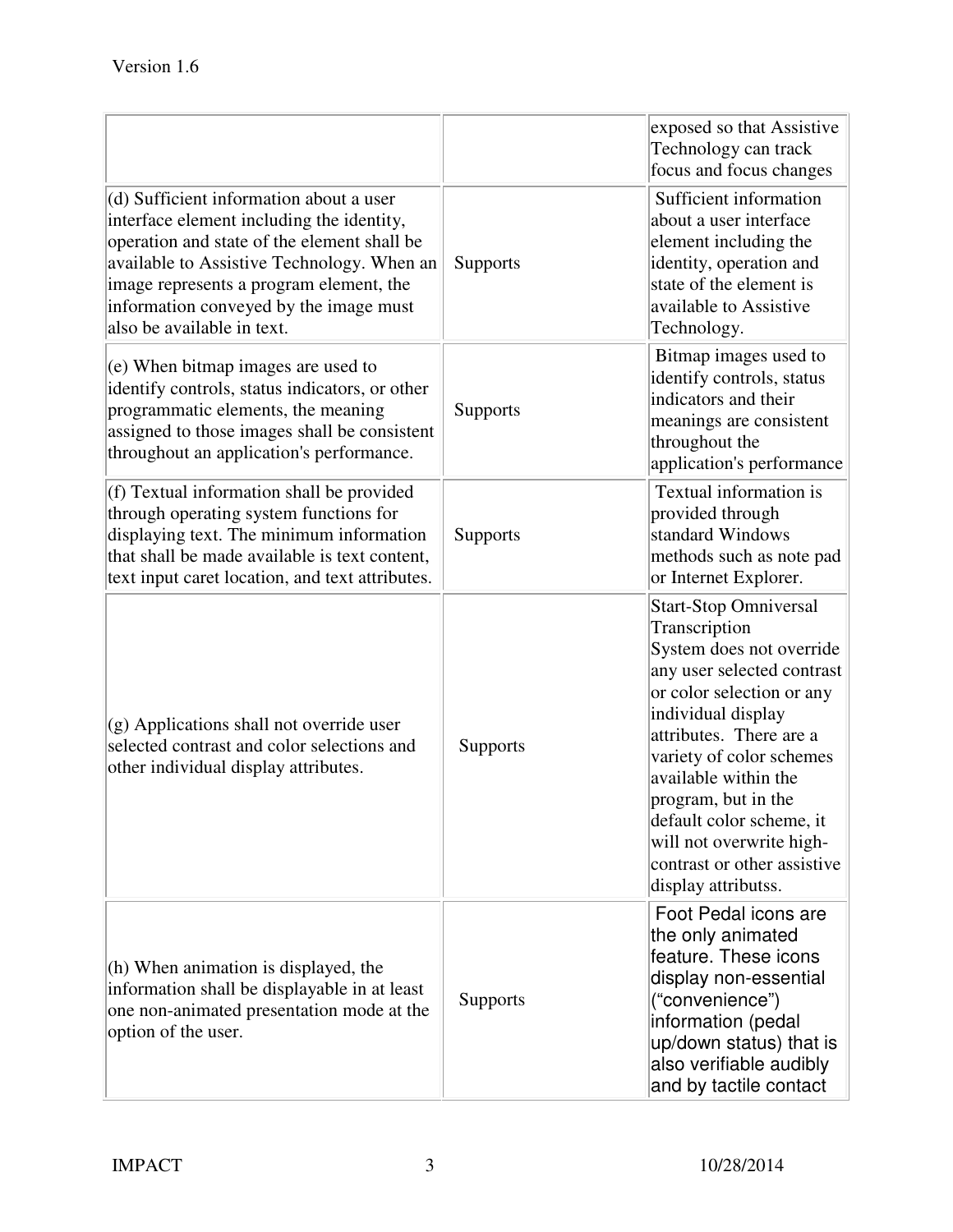| | | |
|---|---|---|
| | | exposed so that Assistive Technology can track focus and focus changes |
| (d) Sufficient information about a user interface element including the identity, operation and state of the element shall be available to Assistive Technology. When an image represents a program element, the information conveyed by the image must also be available in text. | Supports | Sufficient information about a user interface element including the identity, operation and state of the element is available to Assistive Technology. |
| (e) When bitmap images are used to identify controls, status indicators, or other programmatic elements, the meaning assigned to those images shall be consistent throughout an application's performance. | Supports | Bitmap images used to identify controls, status indicators and their meanings are consistent throughout the application's performance |
| (f) Textual information shall be provided through operating system functions for displaying text. The minimum information that shall be made available is text content, text input caret location, and text attributes. | Supports | Textual information is provided through standard Windows methods such as note pad or Internet Explorer. |
| (g) Applications shall not override user selected contrast and color selections and other individual display attributes. | Supports | Start-Stop Omniversal Transcription System does not override any user selected contrast or color selection or any individual display attributes. There are a variety of color schemes available within the program, but in the default color scheme, it will not overwrite high-contrast or other assistive display attributss. |
| (h) When animation is displayed, the information shall be displayable in at least one non-animated presentation mode at the option of the user. | Supports | Foot Pedal icons are the only animated feature. These icons display non-essential ("convenience") information (pedal up/down status) that is also verifiable audibly and by tactile contact |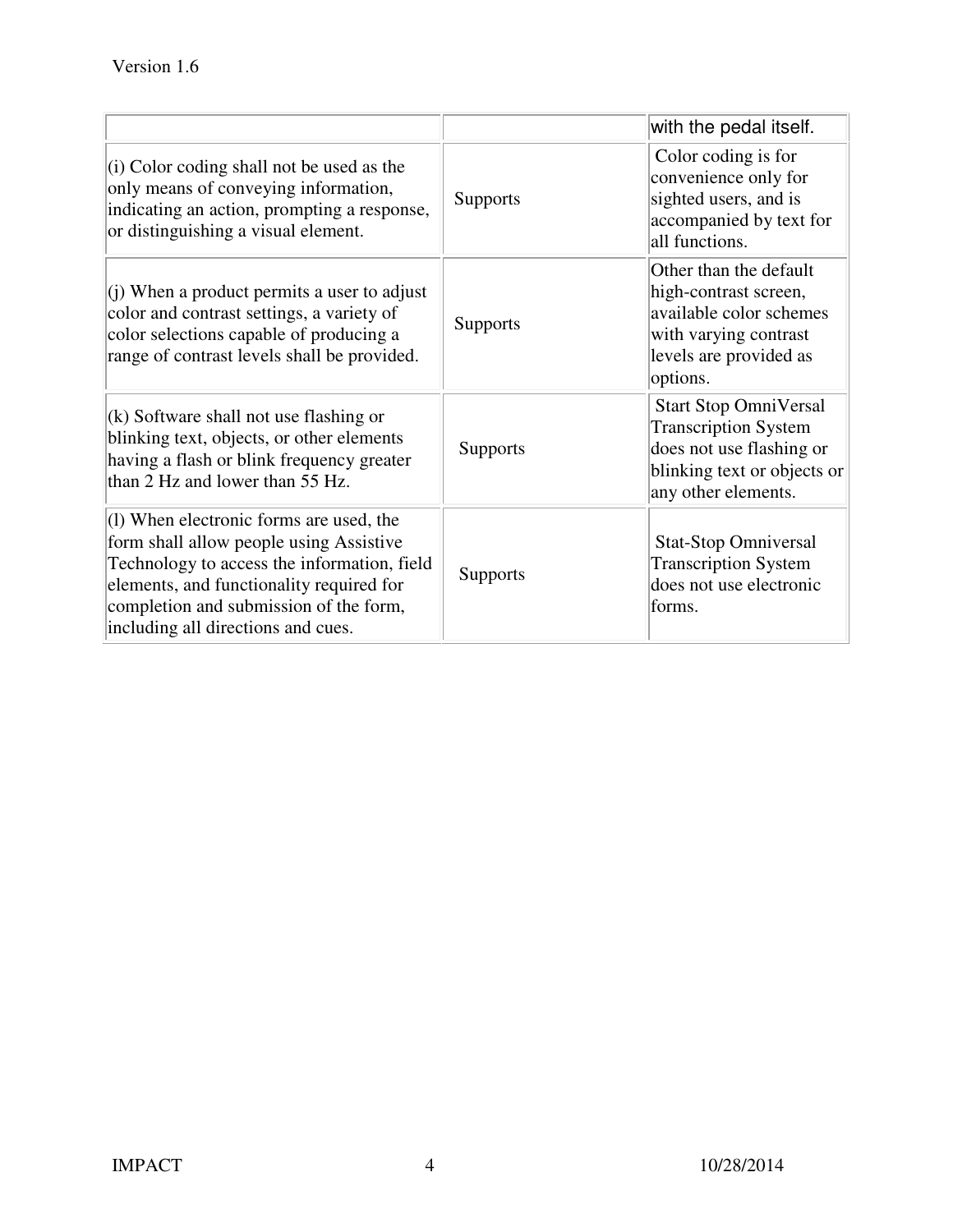| | | |
|---|---|---|
| | | with the pedal itself. |
| (i) Color coding shall not be used as the only means of conveying information, indicating an action, prompting a response, or distinguishing a visual element. | Supports | Color coding is for convenience only for sighted users, and is accompanied by text for all functions. |
| (j) When a product permits a user to adjust color and contrast settings, a variety of color selections capable of producing a range of contrast levels shall be provided. | Supports | Other than the default high-contrast screen, available color schemes with varying contrast levels are provided as options. |
| (k) Software shall not use flashing or blinking text, objects, or other elements having a flash or blink frequency greater than 2 Hz and lower than 55 Hz. | Supports | Start Stop OmniVersal Transcription System does not use flashing or blinking text or objects or any other elements. |
| (l) When electronic forms are used, the form shall allow people using Assistive Technology to access the information, field elements, and functionality required for completion and submission of the form, including all directions and cues. | Supports | Stat-Stop Omniversal Transcription System does not use electronic forms. |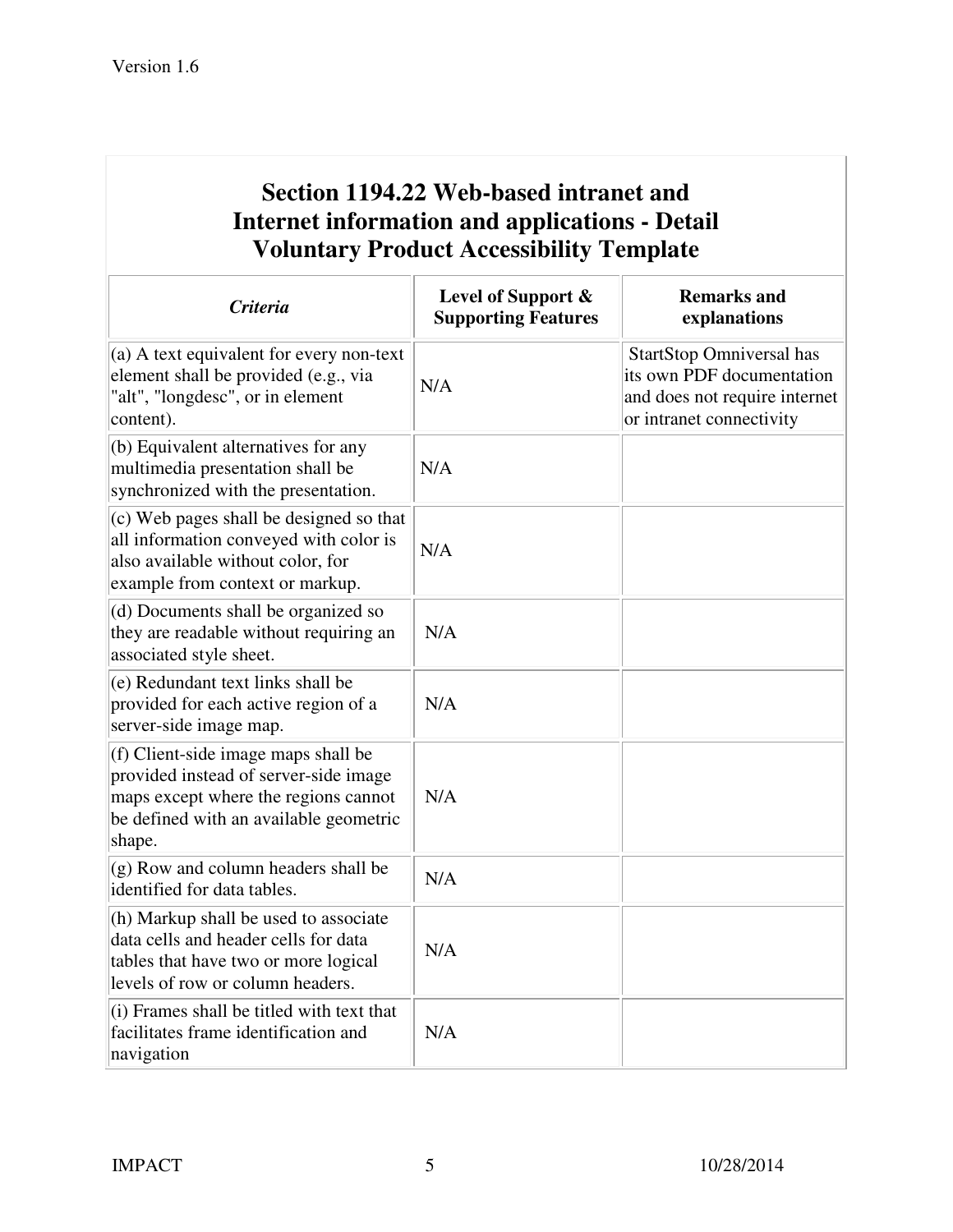## Section 1194.22 Web-based intranet and Internet information and applications - Detail Voluntary Product Accessibility Template

| *Criteria* | Level of Support & Supporting Features | Remarks and explanations |
| --- | --- | --- |
| (a) A text equivalent for every non-text element shall be provided (e.g., via "alt", "longdesc", or in element content). | N/A | StartStop Omniversal has its own PDF documentation and does not require internet or intranet connectivity |
| (b) Equivalent alternatives for any multimedia presentation shall be synchronized with the presentation. | N/A | |
| (c) Web pages shall be designed so that all information conveyed with color is also available without color, for example from context or markup. | N/A | |
| (d) Documents shall be organized so they are readable without requiring an associated style sheet. | N/A | |
| (e) Redundant text links shall be provided for each active region of a server-side image map. | N/A | |
| (f) Client-side image maps shall be provided instead of server-side image maps except where the regions cannot be defined with an available geometric shape. | N/A | |
| (g) Row and column headers shall be identified for data tables. | N/A | |
| (h) Markup shall be used to associate data cells and header cells for data tables that have two or more logical levels of row or column headers. | N/A | |
| (i) Frames shall be titled with text that facilitates frame identification and navigation | N/A | |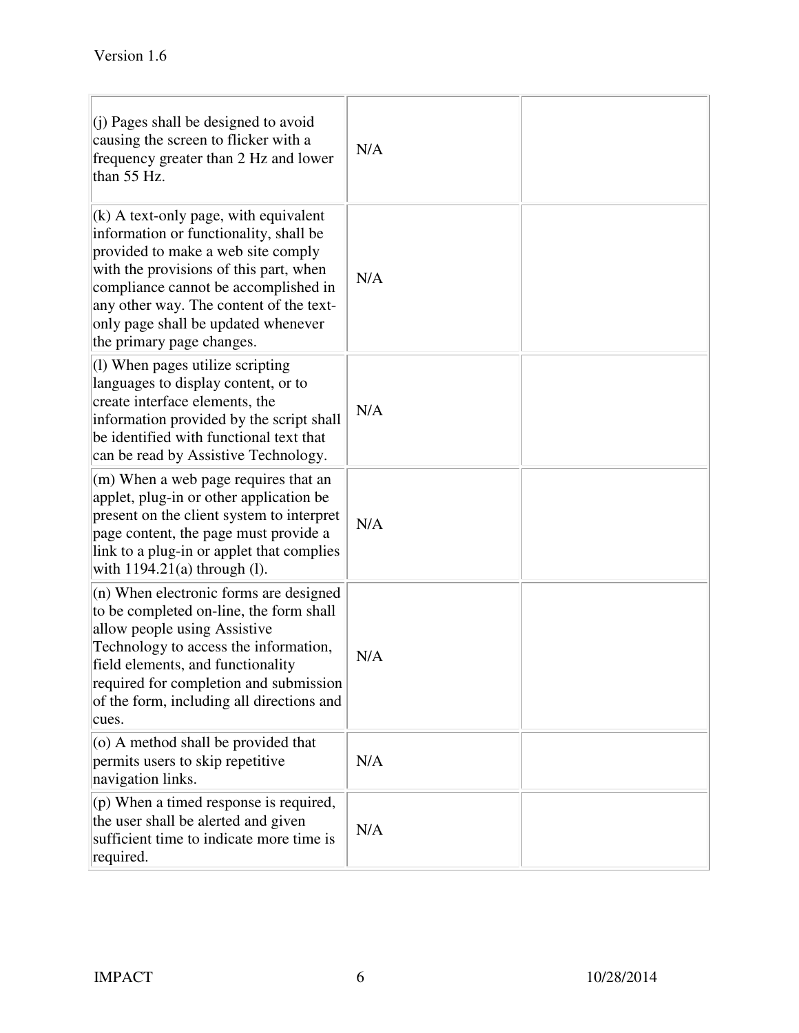| | | |
|---|---|---|
| (j) Pages shall be designed to avoid causing the screen to flicker with a frequency greater than 2 Hz and lower than 55 Hz. | N/A | |
| (k) A text-only page, with equivalent information or functionality, shall be provided to make a web site comply with the provisions of this part, when compliance cannot be accomplished in any other way. The content of the text-only page shall be updated whenever the primary page changes. | N/A | |
| (l) When pages utilize scripting languages to display content, or to create interface elements, the information provided by the script shall be identified with functional text that can be read by Assistive Technology. | N/A | |
| (m) When a web page requires that an applet, plug-in or other application be present on the client system to interpret page content, the page must provide a link to a plug-in or applet that complies with 1194.21(a) through (l). | N/A | |
| (n) When electronic forms are designed to be completed on-line, the form shall allow people using Assistive Technology to access the information, field elements, and functionality required for completion and submission of the form, including all directions and cues. | N/A | |
| (o) A method shall be provided that permits users to skip repetitive navigation links. | N/A | |
| (p) When a timed response is required, the user shall be alerted and given sufficient time to indicate more time is required. | N/A | |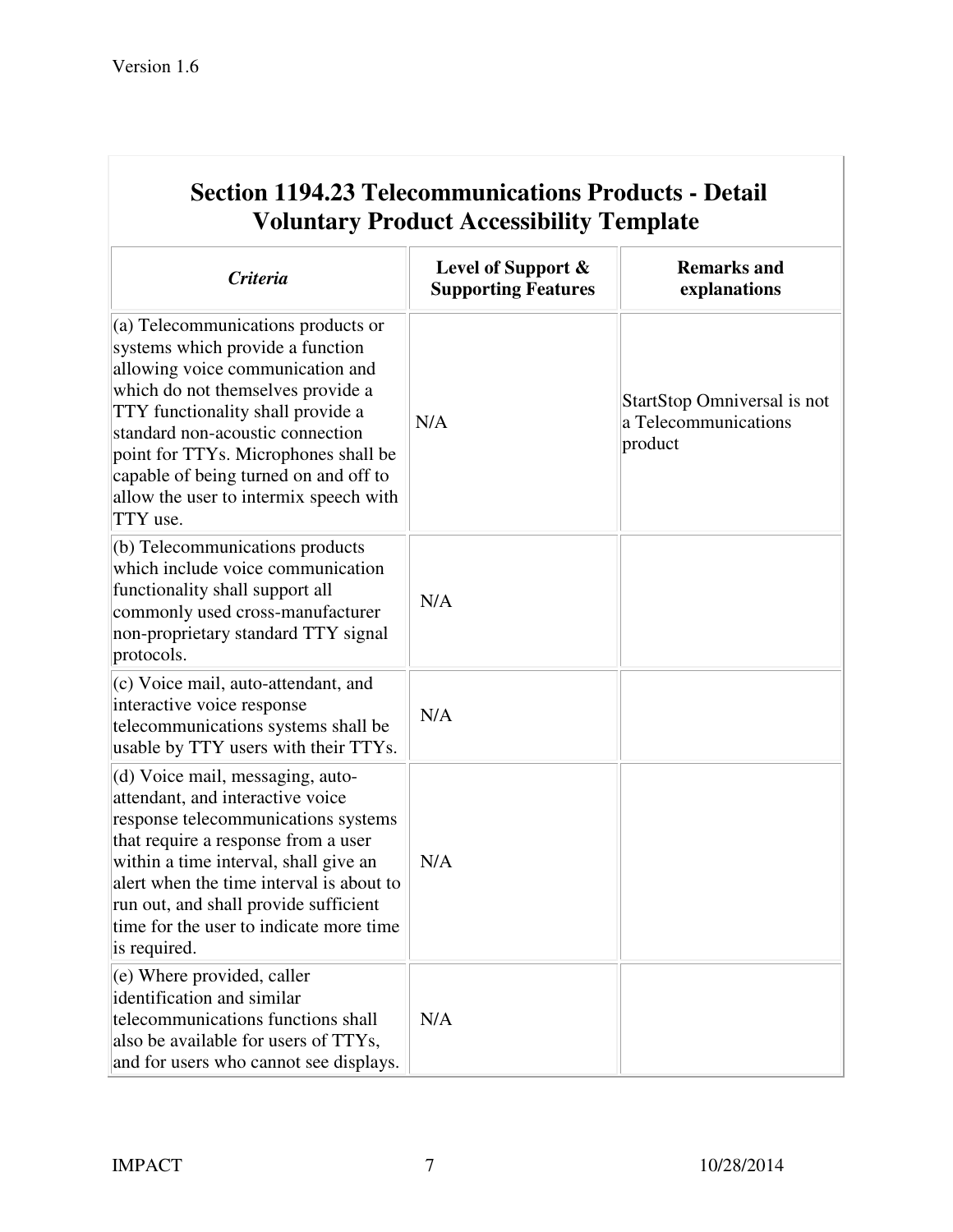| **Section 1194.23 Telecommunications Products - Detail Voluntary Product Accessibility Template** | | |
|---|---|---|
| ***Criteria*** | **Level of Support & Supporting Features** | **Remarks and explanations** |
| (a) Telecommunications products or systems which provide a function allowing voice communication and which do not themselves provide a TTY functionality shall provide a standard non-acoustic connection point for TTYs. Microphones shall be capable of being turned on and off to allow the user to intermix speech with TTY use. | N/A | StartStop Omniversal is not a Telecommunications product |
| (b) Telecommunications products which include voice communication functionality shall support all commonly used cross-manufacturer non-proprietary standard TTY signal protocols. | N/A | |
| (c) Voice mail, auto-attendant, and interactive voice response telecommunications systems shall be usable by TTY users with their TTYs. | N/A | |
| (d) Voice mail, messaging, auto-attendant, and interactive voice response telecommunications systems that require a response from a user within a time interval, shall give an alert when the time interval is about to run out, and shall provide sufficient time for the user to indicate more time is required. | N/A | |
| (e) Where provided, caller identification and similar telecommunications functions shall also be available for users of TTYs, and for users who cannot see displays. | N/A | |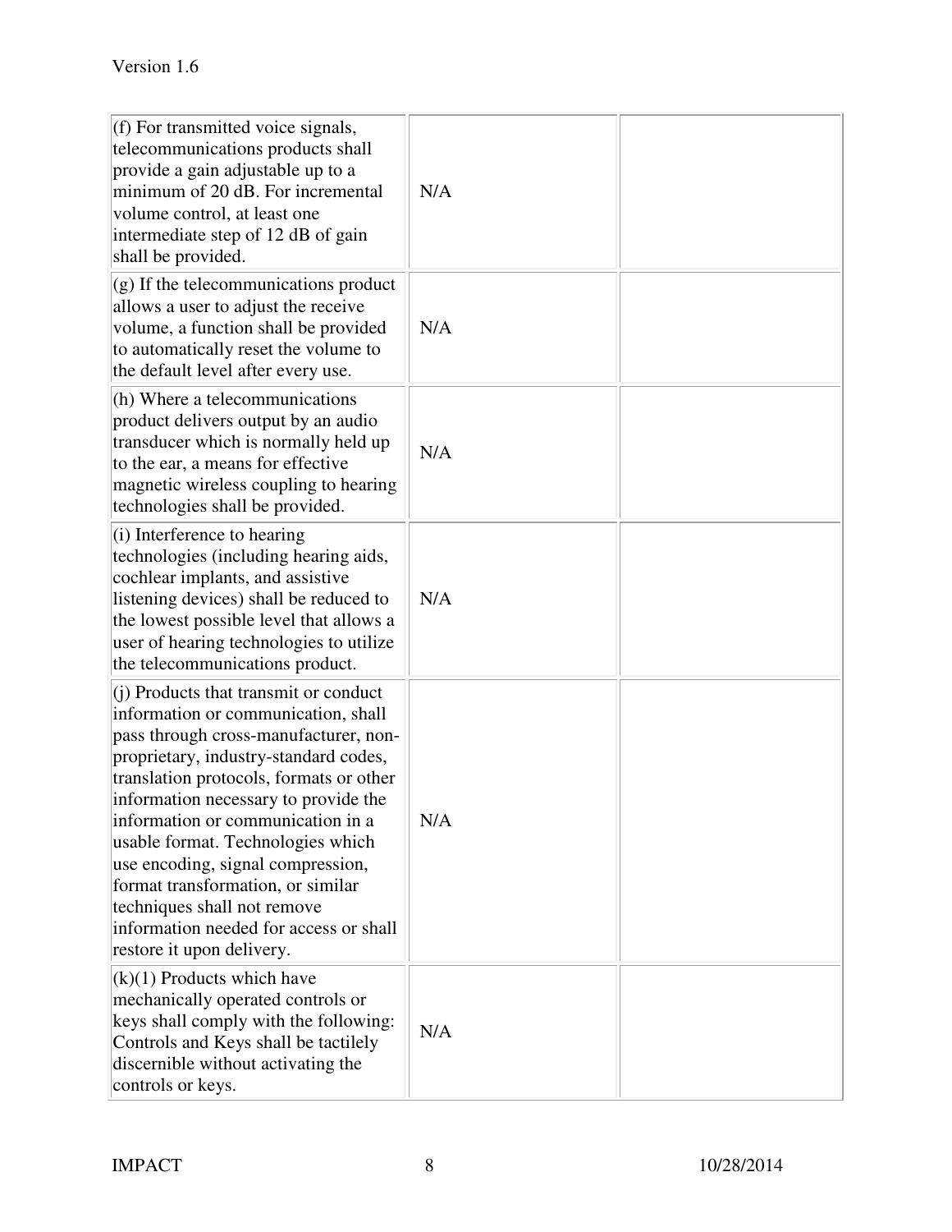| | | |
|---|---|---|
| (f) For transmitted voice signals, telecommunications products shall provide a gain adjustable up to a minimum of 20 dB. For incremental volume control, at least one intermediate step of 12 dB of gain shall be provided. | N/A | |
| (g) If the telecommunications product allows a user to adjust the receive volume, a function shall be provided to automatically reset the volume to the default level after every use. | N/A | |
| (h) Where a telecommunications product delivers output by an audio transducer which is normally held up to the ear, a means for effective magnetic wireless coupling to hearing technologies shall be provided. | N/A | |
| (i) Interference to hearing technologies (including hearing aids, cochlear implants, and assistive listening devices) shall be reduced to the lowest possible level that allows a user of hearing technologies to utilize the telecommunications product. | N/A | |
| (j) Products that transmit or conduct information or communication, shall pass through cross-manufacturer, non-proprietary, industry-standard codes, translation protocols, formats or other information necessary to provide the information or communication in a usable format. Technologies which use encoding, signal compression, format transformation, or similar techniques shall not remove information needed for access or shall restore it upon delivery. | N/A | |
| (k)(1) Products which have mechanically operated controls or keys shall comply with the following: Controls and Keys shall be tactilely discernible without activating the controls or keys. | N/A | |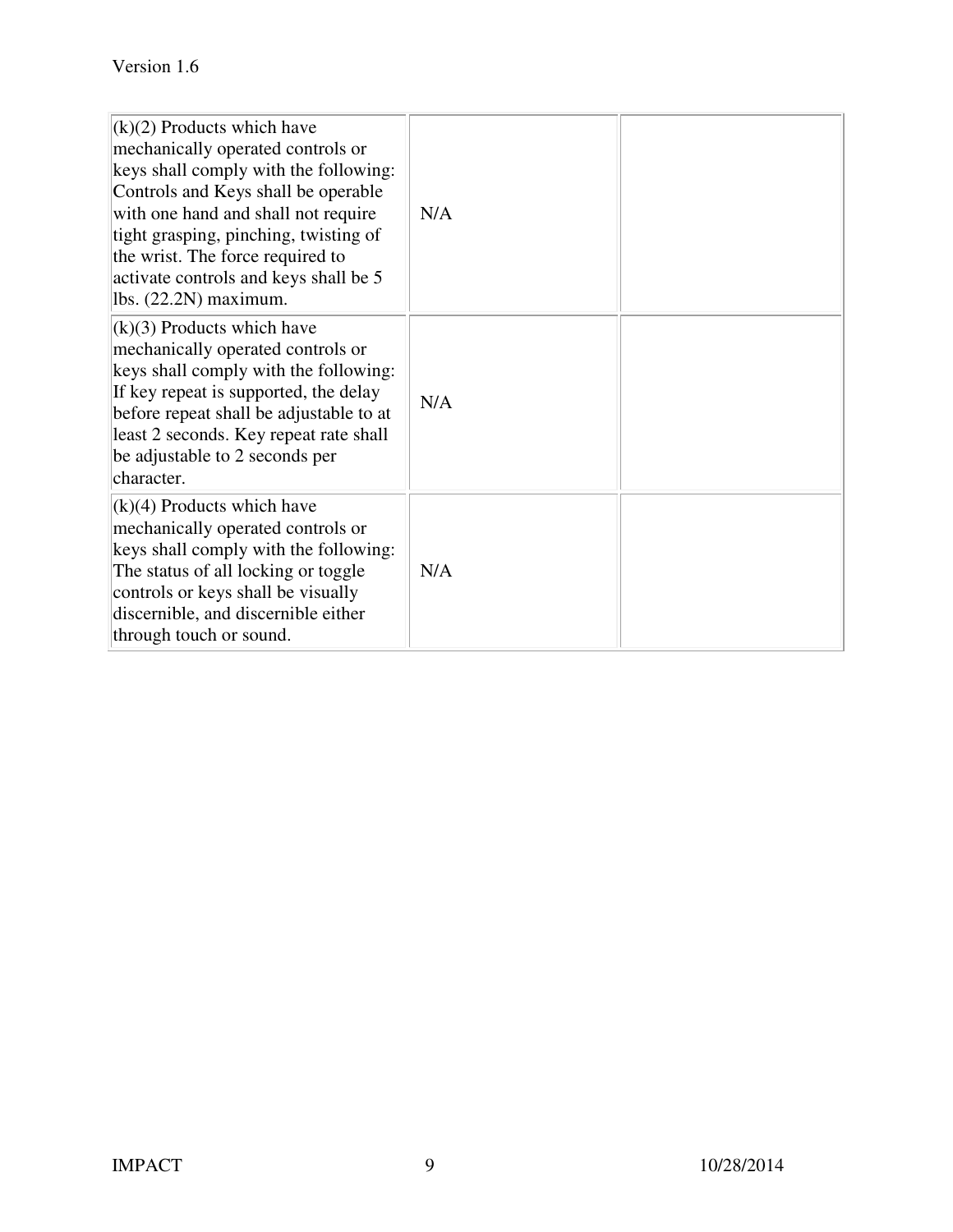| | | |
|---|---|---|
| (k)(2) Products which have mechanically operated controls or keys shall comply with the following: Controls and Keys shall be operable with one hand and shall not require tight grasping, pinching, twisting of the wrist. The force required to activate controls and keys shall be 5 lbs. (22.2N) maximum. | N/A | |
| (k)(3) Products which have mechanically operated controls or keys shall comply with the following: If key repeat is supported, the delay before repeat shall be adjustable to at least 2 seconds. Key repeat rate shall be adjustable to 2 seconds per character. | N/A | |
| (k)(4) Products which have mechanically operated controls or keys shall comply with the following: The status of all locking or toggle controls or keys shall be visually discernible, and discernible either through touch or sound. | N/A | |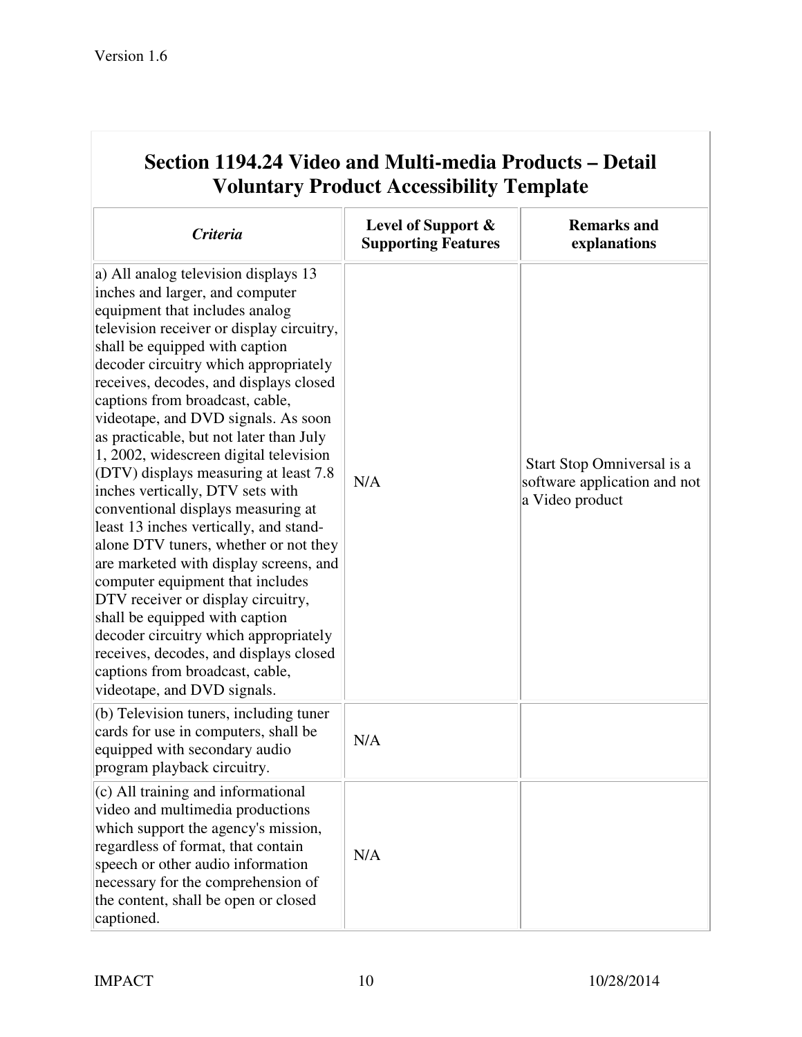## Section 1194.24 Video and Multi-media Products – Detail Voluntary Product Accessibility Template

| *Criteria* | **Level of Support & Supporting Features** | **Remarks and explanations** |
|---|---|---|
| a) All analog television displays 13 inches and larger, and computer equipment that includes analog television receiver or display circuitry, shall be equipped with caption decoder circuitry which appropriately receives, decodes, and displays closed captions from broadcast, cable, videotape, and DVD signals. As soon as practicable, but not later than July 1, 2002, widescreen digital television (DTV) displays measuring at least 7.8 inches vertically, DTV sets with conventional displays measuring at least 13 inches vertically, and stand-alone DTV tuners, whether or not they are marketed with display screens, and computer equipment that includes DTV receiver or display circuitry, shall be equipped with caption decoder circuitry which appropriately receives, decodes, and displays closed captions from broadcast, cable, videotape, and DVD signals. | N/A | Start Stop Omniversal is a software application and not a Video product |
| (b) Television tuners, including tuner cards for use in computers, shall be equipped with secondary audio program playback circuitry. | N/A | |
| (c) All training and informational video and multimedia productions which support the agency's mission, regardless of format, that contain speech or other audio information necessary for the comprehension of the content, shall be open or closed captioned. | N/A | |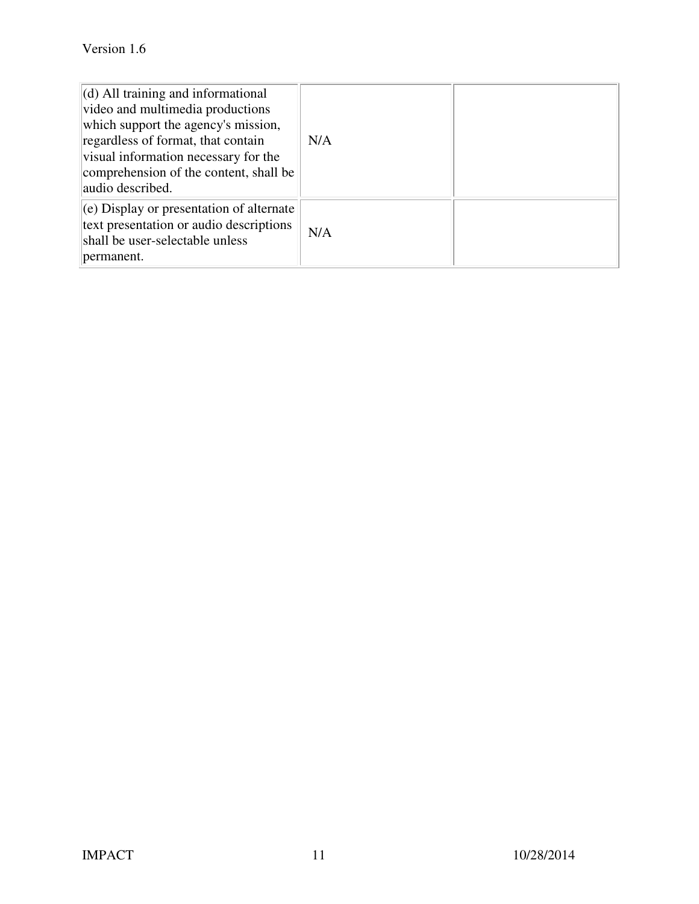| | | |
|---|---|---|
| (d) All training and informational video and multimedia productions which support the agency's mission, regardless of format, that contain visual information necessary for the comprehension of the content, shall be audio described. | N/A | |
| (e) Display or presentation of alternate text presentation or audio descriptions shall be user-selectable unless permanent. | N/A | |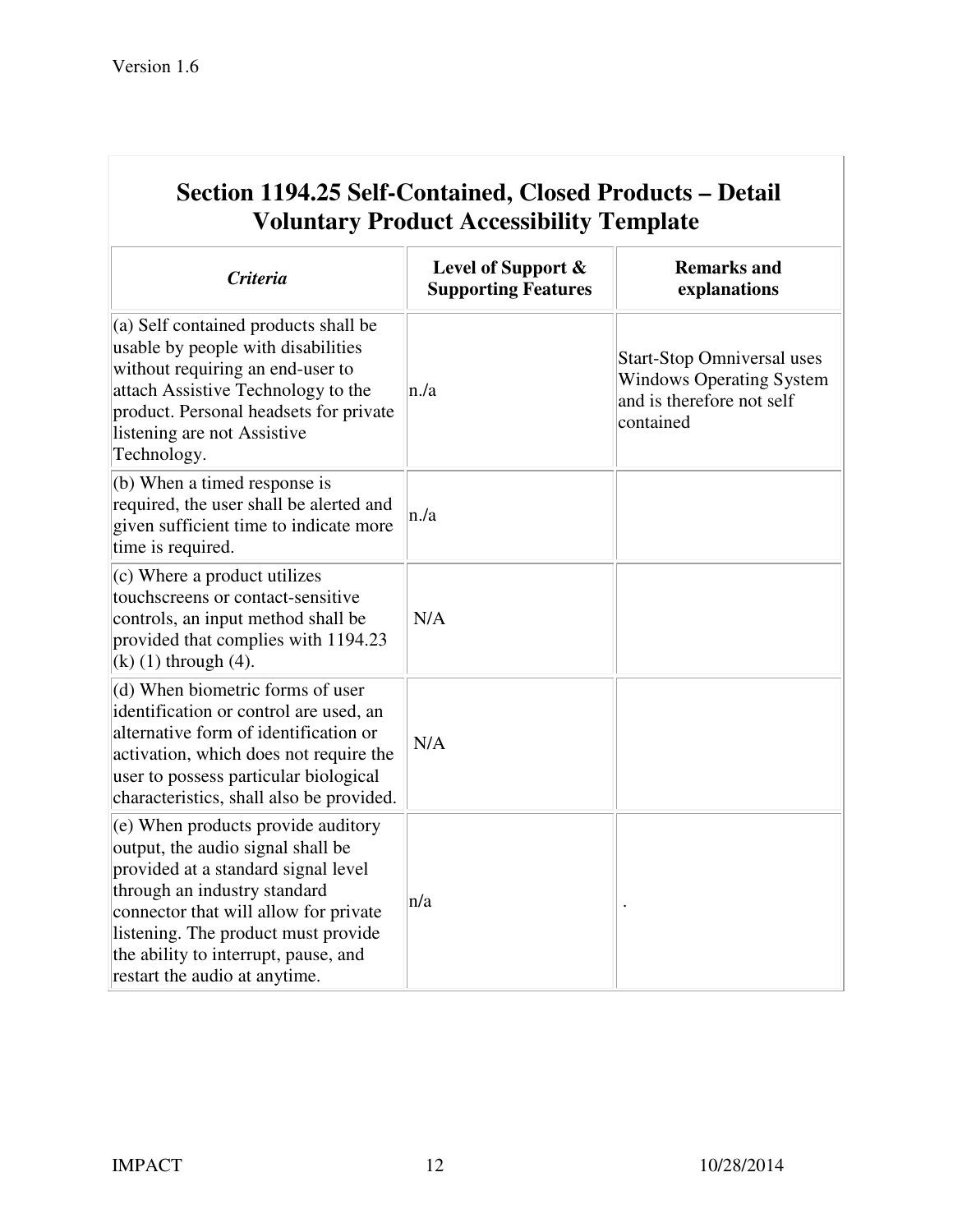| Section 1194.25 Self-Contained, Closed Products – Detail Voluntary Product Accessibility Template | | |
|---|---|---|
| ***Criteria*** | **Level of Support & Supporting Features** | **Remarks and explanations** |
| (a) Self contained products shall be usable by people with disabilities without requiring an end-user to attach Assistive Technology to the product. Personal headsets for private listening are not Assistive Technology. | n./a | Start-Stop Omniversal uses Windows Operating System and is therefore not self contained |
| (b) When a timed response is required, the user shall be alerted and given sufficient time to indicate more time is required. | n./a | |
| (c) Where a product utilizes touchscreens or contact-sensitive controls, an input method shall be provided that complies with 1194.23 (k) (1) through (4). | N/A | |
| (d) When biometric forms of user identification or control are used, an alternative form of identification or activation, which does not require the user to possess particular biological characteristics, shall also be provided. | N/A | |
| (e) When products provide auditory output, the audio signal shall be provided at a standard signal level through an industry standard connector that will allow for private listening. The product must provide the ability to interrupt, pause, and restart the audio at anytime. | n/a | . |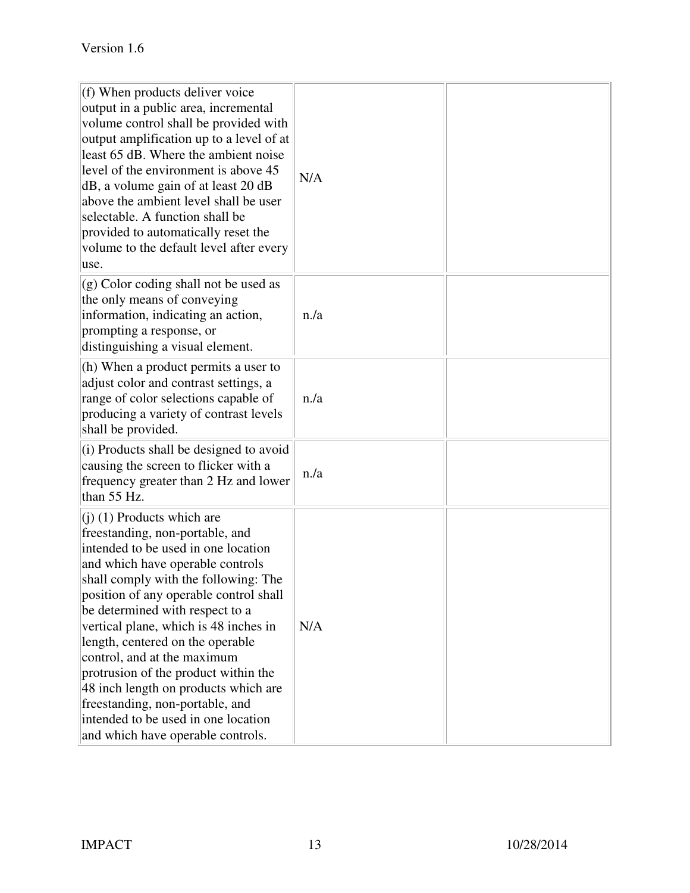| | | |
|---|---|---|
| (f) When products deliver voice output in a public area, incremental volume control shall be provided with output amplification up to a level of at least 65 dB. Where the ambient noise level of the environment is above 45 dB, a volume gain of at least 20 dB above the ambient level shall be user selectable. A function shall be provided to automatically reset the volume to the default level after every use. | N/A | |
| (g) Color coding shall not be used as the only means of conveying information, indicating an action, prompting a response, or distinguishing a visual element. | n./a | |
| (h) When a product permits a user to adjust color and contrast settings, a range of color selections capable of producing a variety of contrast levels shall be provided. | n./a | |
| (i) Products shall be designed to avoid causing the screen to flicker with a frequency greater than 2 Hz and lower than 55 Hz. | n./a | |
| (j) (1) Products which are freestanding, non-portable, and intended to be used in one location and which have operable controls shall comply with the following: The position of any operable control shall be determined with respect to a vertical plane, which is 48 inches in length, centered on the operable control, and at the maximum protrusion of the product within the 48 inch length on products which are freestanding, non-portable, and intended to be used in one location and which have operable controls. | N/A | |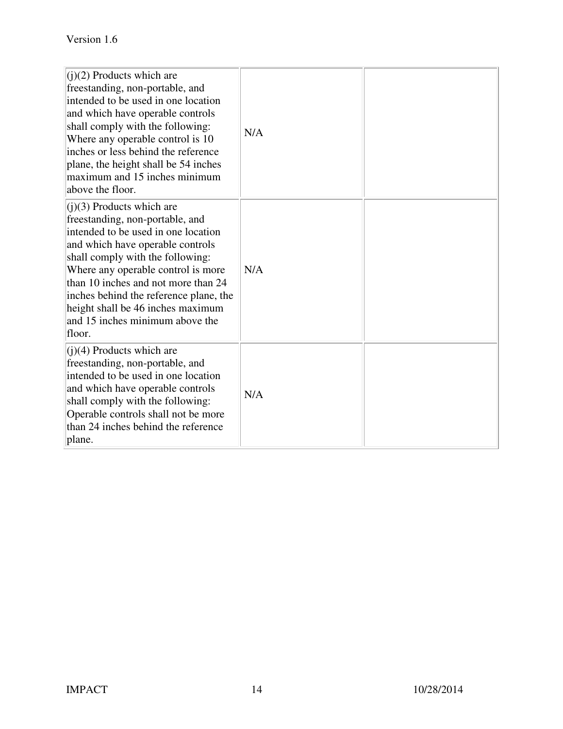| | | |
|---|---|---|
| (j)(2) Products which are freestanding, non-portable, and intended to be used in one location and which have operable controls shall comply with the following: Where any operable control is 10 inches or less behind the reference plane, the height shall be 54 inches maximum and 15 inches minimum above the floor. | N/A | |
| (j)(3) Products which are freestanding, non-portable, and intended to be used in one location and which have operable controls shall comply with the following: Where any operable control is more than 10 inches and not more than 24 inches behind the reference plane, the height shall be 46 inches maximum and 15 inches minimum above the floor. | N/A | |
| (j)(4) Products which are freestanding, non-portable, and intended to be used in one location and which have operable controls shall comply with the following: Operable controls shall not be more than 24 inches behind the reference plane. | N/A | |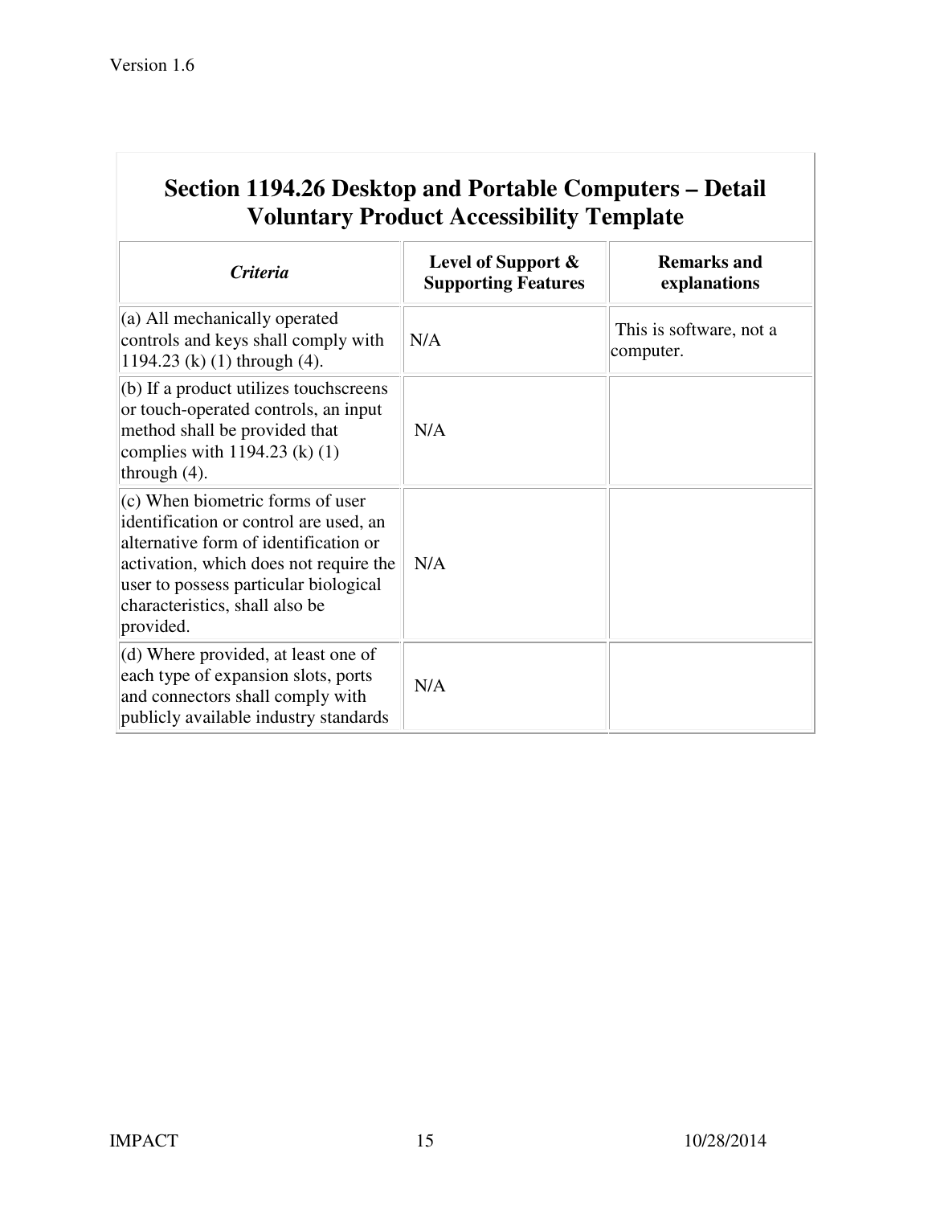## Section 1194.26 Desktop and Portable Computers – Detail Voluntary Product Accessibility Template

| *Criteria* | Level of Support & Supporting Features | Remarks and explanations |
|---|---|---|
| (a) All mechanically operated controls and keys shall comply with 1194.23 (k) (1) through (4). | N/A | This is software, not a computer. |
| (b) If a product utilizes touchscreens or touch-operated controls, an input method shall be provided that complies with 1194.23 (k) (1) through (4). | N/A | |
| (c) When biometric forms of user identification or control are used, an alternative form of identification or activation, which does not require the user to possess particular biological characteristics, shall also be provided. | N/A | |
| (d) Where provided, at least one of each type of expansion slots, ports and connectors shall comply with publicly available industry standards | N/A | |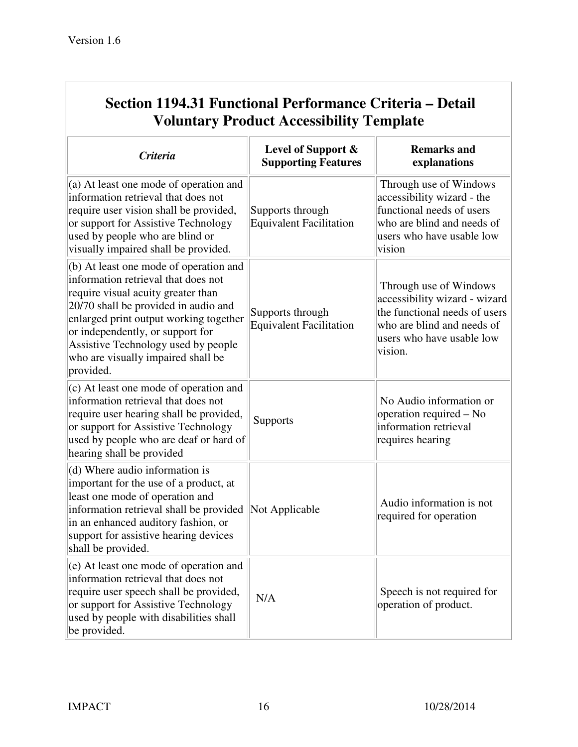## Section 1194.31 Functional Performance Criteria – Detail Voluntary Product Accessibility Template

| *Criteria* | Level of Support & Supporting Features | Remarks and explanations |
|---|---|---|
| (a) At least one mode of operation and information retrieval that does not require user vision shall be provided, or support for Assistive Technology used by people who are blind or visually impaired shall be provided. | Supports through Equivalent Facilitation | Through use of Windows accessibility wizard - the functional needs of users who are blind and needs of users who have usable low vision |
| (b) At least one mode of operation and information retrieval that does not require visual acuity greater than 20/70 shall be provided in audio and enlarged print output working together or independently, or support for Assistive Technology used by people who are visually impaired shall be provided. | Supports through Equivalent Facilitation | Through use of Windows accessibility wizard - wizard the functional needs of users who are blind and needs of users who have usable low vision. |
| (c) At least one mode of operation and information retrieval that does not require user hearing shall be provided, or support for Assistive Technology used by people who are deaf or hard of hearing shall be provided | Supports | No Audio information or operation required – No information retrieval requires hearing |
| (d) Where audio information is important for the use of a product, at least one mode of operation and information retrieval shall be provided in an enhanced auditory fashion, or support for assistive hearing devices shall be provided. | Not Applicable | Audio information is not required for operation |
| (e) At least one mode of operation and information retrieval that does not require user speech shall be provided, or support for Assistive Technology used by people with disabilities shall be provided. | N/A | Speech is not required for operation of product. |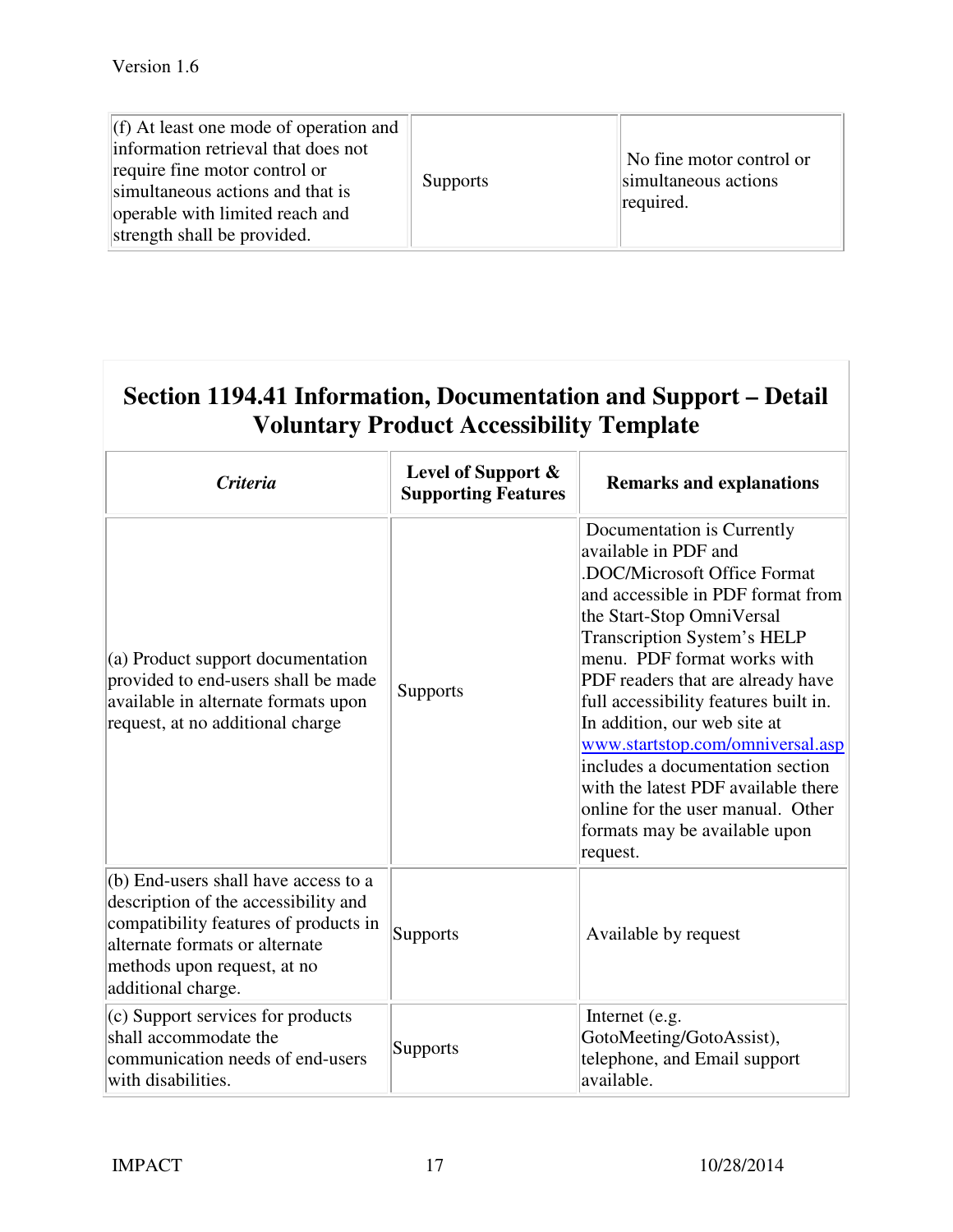| | | |
|---|---|---|
| (f) At least one mode of operation and information retrieval that does not require fine motor control or simultaneous actions and that is operable with limited reach and strength shall be provided. | Supports | No fine motor control or simultaneous actions required. |

## Section 1194.41 Information, Documentation and Support – Detail Voluntary Product Accessibility Template

| *Criteria* | Level of Support & Supporting Features | Remarks and explanations |
|---|---|---|
| (a) Product support documentation provided to end-users shall be made available in alternate formats upon request, at no additional charge | Supports | Documentation is Currently available in PDF and .DOC/Microsoft Office Format and accessible in PDF format from the Start-Stop OmniVersal Transcription System's HELP menu. PDF format works with PDF readers that are already have full accessibility features built in. In addition, our web site at www.startstop.com/omniversal.asp includes a documentation section with the latest PDF available there online for the user manual. Other formats may be available upon request. |
| (b) End-users shall have access to a description of the accessibility and compatibility features of products in alternate formats or alternate methods upon request, at no additional charge. | Supports | Available by request |
| (c) Support services for products shall accommodate the communication needs of end-users with disabilities. | Supports | Internet (e.g. GotoMeeting/GotoAssist), telephone, and Email support available. |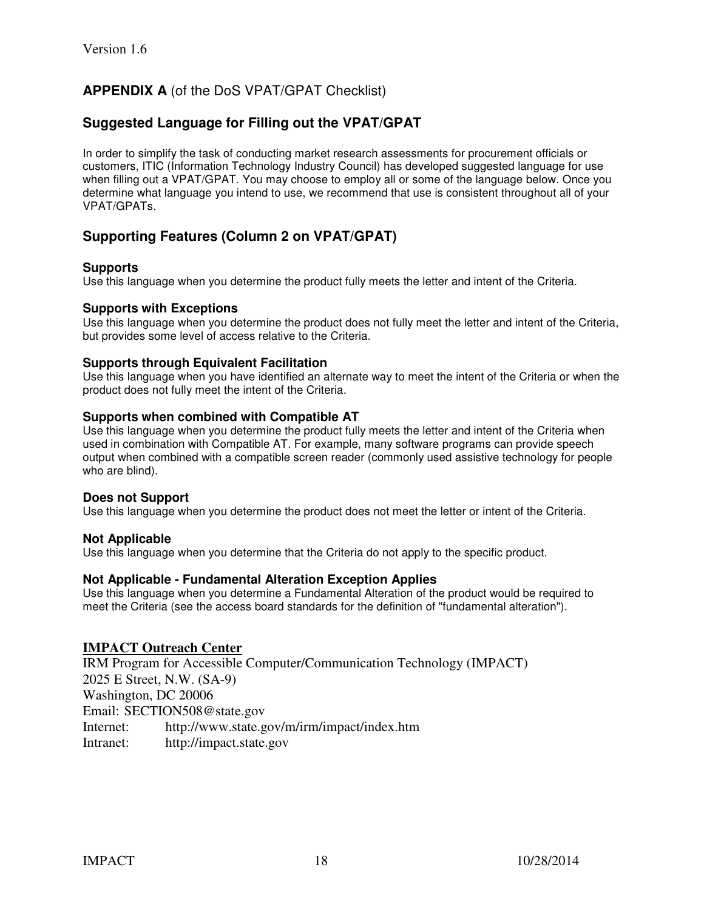## APPENDIX A (of the DoS VPAT/GPAT Checklist)

## Suggested Language for Filling out the VPAT/GPAT

In order to simplify the task of conducting market research assessments for procurement officials or customers, ITIC (Information Technology Industry Council) has developed suggested language for use when filling out a VPAT/GPAT. You may choose to employ all or some of the language below. Once you determine what language you intend to use, we recommend that use is consistent throughout all of your VPAT/GPATs.

## Supporting Features (Column 2 on VPAT/GPAT)

### Supports

Use this language when you determine the product fully meets the letter and intent of the Criteria.

### Supports with Exceptions

Use this language when you determine the product does not fully meet the letter and intent of the Criteria, but provides some level of access relative to the Criteria.

### Supports through Equivalent Facilitation

Use this language when you have identified an alternate way to meet the intent of the Criteria or when the product does not fully meet the intent of the Criteria.

### Supports when combined with Compatible AT

Use this language when you determine the product fully meets the letter and intent of the Criteria when used in combination with Compatible AT. For example, many software programs can provide speech output when combined with a compatible screen reader (commonly used assistive technology for people who are blind).

### Does not Support

Use this language when you determine the product does not meet the letter or intent of the Criteria.

### Not Applicable

Use this language when you determine that the Criteria do not apply to the specific product.

### Not Applicable - Fundamental Alteration Exception Applies

Use this language when you determine a Fundamental Alteration of the product would be required to meet the Criteria (see the access board standards for the definition of "fundamental alteration").

**IMPACT Outreach Center**

IRM Program for Accessible Computer/Communication Technology (IMPACT)
2025 E Street, N.W. (SA-9)
Washington, DC 20006
Email: SECTION508@state.gov
Internet: http://www.state.gov/m/irm/impact/index.htm
Intranet: http://impact.state.gov